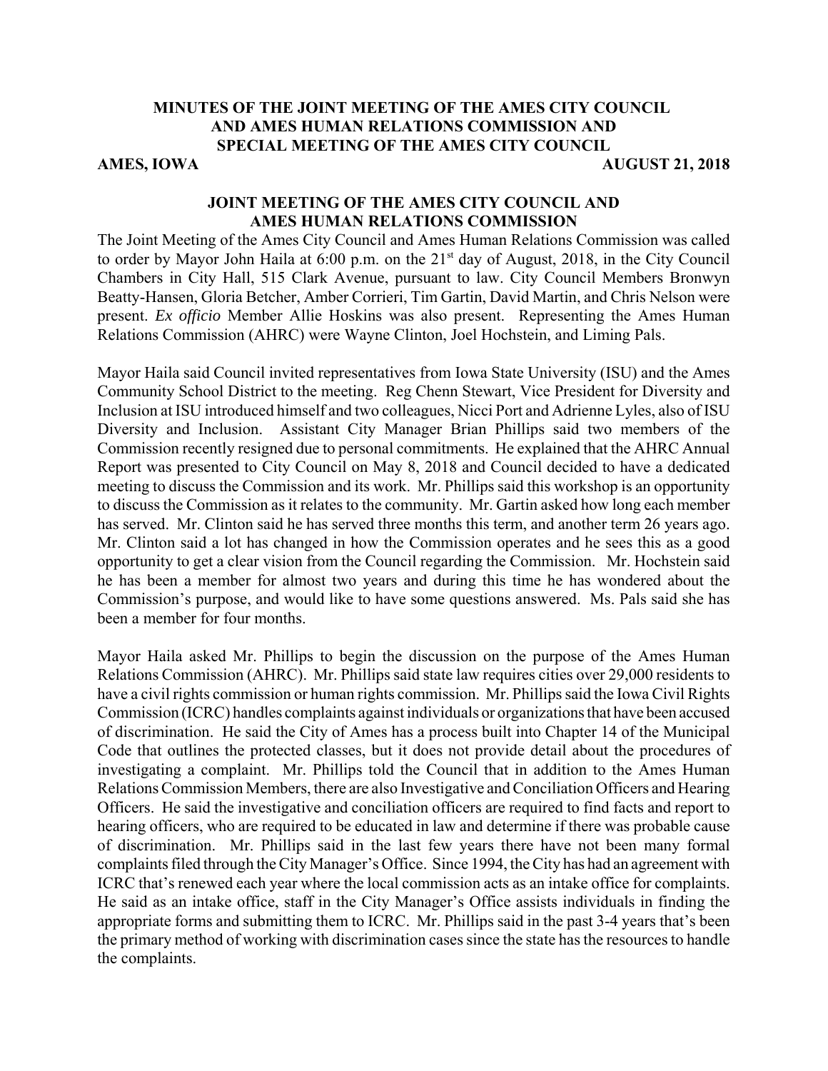# MINUTES OF THE JOINT MEETING OF THE AMES CITY COUNCIL AND AMES HUMAN RELATIONS COMMISSION AND SPECIAL MEETING OF THE AMES CITY COUNCIL

**AMES, IOWA** **AUGUST 21, 2018**

## JOINT MEETING OF THE AMES CITY COUNCIL AND AMES HUMAN RELATIONS COMMISSION

The Joint Meeting of the Ames City Council and Ames Human Relations Commission was called to order by Mayor John Haila at 6:00 p.m. on the 21st day of August, 2018, in the City Council Chambers in City Hall, 515 Clark Avenue, pursuant to law. City Council Members Bronwyn Beatty-Hansen, Gloria Betcher, Amber Corrieri, Tim Gartin, David Martin, and Chris Nelson were present. *Ex officio* Member Allie Hoskins was also present. Representing the Ames Human Relations Commission (AHRC) were Wayne Clinton, Joel Hochstein, and Liming Pals.

Mayor Haila said Council invited representatives from Iowa State University (ISU) and the Ames Community School District to the meeting. Reg Chenn Stewart, Vice President for Diversity and Inclusion at ISU introduced himself and two colleagues, Nicci Port and Adrienne Lyles, also of ISU Diversity and Inclusion. Assistant City Manager Brian Phillips said two members of the Commission recently resigned due to personal commitments. He explained that the AHRC Annual Report was presented to City Council on May 8, 2018 and Council decided to have a dedicated meeting to discuss the Commission and its work. Mr. Phillips said this workshop is an opportunity to discuss the Commission as it relates to the community. Mr. Gartin asked how long each member has served. Mr. Clinton said he has served three months this term, and another term 26 years ago. Mr. Clinton said a lot has changed in how the Commission operates and he sees this as a good opportunity to get a clear vision from the Council regarding the Commission. Mr. Hochstein said he has been a member for almost two years and during this time he has wondered about the Commission's purpose, and would like to have some questions answered. Ms. Pals said she has been a member for four months.

Mayor Haila asked Mr. Phillips to begin the discussion on the purpose of the Ames Human Relations Commission (AHRC). Mr. Phillips said state law requires cities over 29,000 residents to have a civil rights commission or human rights commission. Mr. Phillips said the Iowa Civil Rights Commission (ICRC) handles complaints against individuals or organizations that have been accused of discrimination. He said the City of Ames has a process built into Chapter 14 of the Municipal Code that outlines the protected classes, but it does not provide detail about the procedures of investigating a complaint. Mr. Phillips told the Council that in addition to the Ames Human Relations Commission Members, there are also Investigative and Conciliation Officers and Hearing Officers. He said the investigative and conciliation officers are required to find facts and report to hearing officers, who are required to be educated in law and determine if there was probable cause of discrimination. Mr. Phillips said in the last few years there have not been many formal complaints filed through the City Manager's Office. Since 1994, the City has had an agreement with ICRC that's renewed each year where the local commission acts as an intake office for complaints. He said as an intake office, staff in the City Manager's Office assists individuals in finding the appropriate forms and submitting them to ICRC. Mr. Phillips said in the past 3-4 years that's been the primary method of working with discrimination cases since the state has the resources to handle the complaints.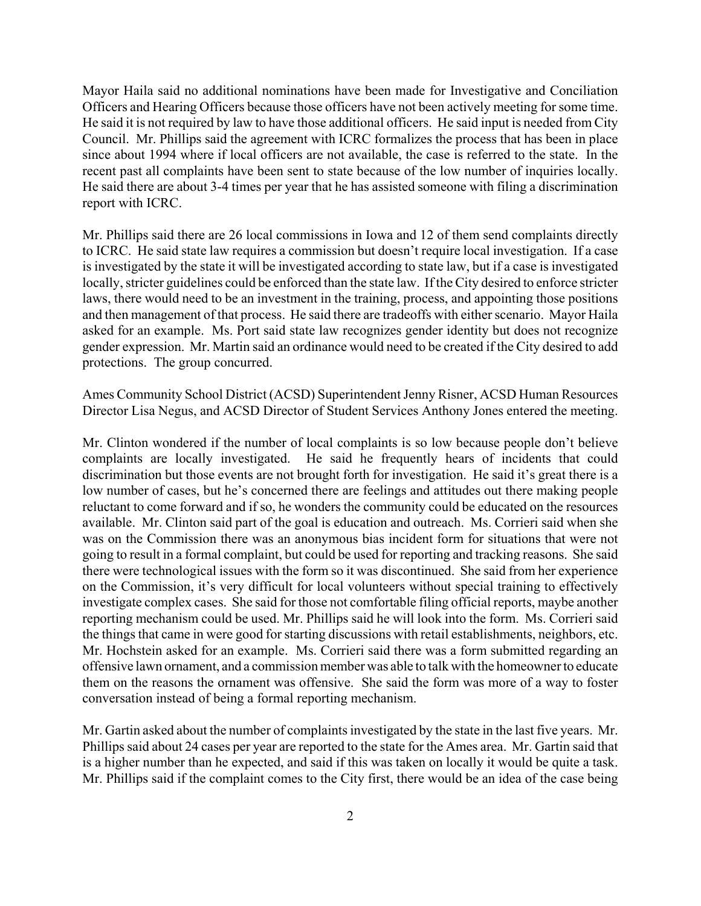Mayor Haila said no additional nominations have been made for Investigative and Conciliation Officers and Hearing Officers because those officers have not been actively meeting for some time. He said it is not required by law to have those additional officers. He said input is needed from City Council. Mr. Phillips said the agreement with ICRC formalizes the process that has been in place since about 1994 where if local officers are not available, the case is referred to the state. In the recent past all complaints have been sent to state because of the low number of inquiries locally. He said there are about 3-4 times per year that he has assisted someone with filing a discrimination report with ICRC.

Mr. Phillips said there are 26 local commissions in Iowa and 12 of them send complaints directly to ICRC. He said state law requires a commission but doesn't require local investigation. If a case is investigated by the state it will be investigated according to state law, but if a case is investigated locally, stricter guidelines could be enforced than the state law. If the City desired to enforce stricter laws, there would need to be an investment in the training, process, and appointing those positions and then management of that process. He said there are tradeoffs with either scenario. Mayor Haila asked for an example. Ms. Port said state law recognizes gender identity but does not recognize gender expression. Mr. Martin said an ordinance would need to be created if the City desired to add protections. The group concurred.

Ames Community School District (ACSD) Superintendent Jenny Risner, ACSD Human Resources Director Lisa Negus, and ACSD Director of Student Services Anthony Jones entered the meeting.

Mr. Clinton wondered if the number of local complaints is so low because people don't believe complaints are locally investigated. He said he frequently hears of incidents that could discrimination but those events are not brought forth for investigation. He said it's great there is a low number of cases, but he's concerned there are feelings and attitudes out there making people reluctant to come forward and if so, he wonders the community could be educated on the resources available. Mr. Clinton said part of the goal is education and outreach. Ms. Corrieri said when she was on the Commission there was an anonymous bias incident form for situations that were not going to result in a formal complaint, but could be used for reporting and tracking reasons. She said there were technological issues with the form so it was discontinued. She said from her experience on the Commission, it's very difficult for local volunteers without special training to effectively investigate complex cases. She said for those not comfortable filing official reports, maybe another reporting mechanism could be used. Mr. Phillips said he will look into the form. Ms. Corrieri said the things that came in were good for starting discussions with retail establishments, neighbors, etc. Mr. Hochstein asked for an example. Ms. Corrieri said there was a form submitted regarding an offensive lawn ornament, and a commission member was able to talk with the homeowner to educate them on the reasons the ornament was offensive. She said the form was more of a way to foster conversation instead of being a formal reporting mechanism.

Mr. Gartin asked about the number of complaints investigated by the state in the last five years. Mr. Phillips said about 24 cases per year are reported to the state for the Ames area. Mr. Gartin said that is a higher number than he expected, and said if this was taken on locally it would be quite a task. Mr. Phillips said if the complaint comes to the City first, there would be an idea of the case being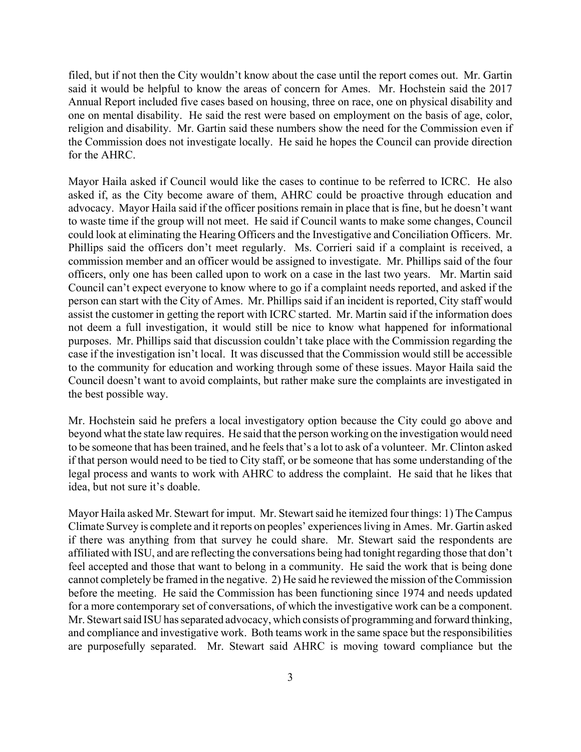filed, but if not then the City wouldn't know about the case until the report comes out. Mr. Gartin said it would be helpful to know the areas of concern for Ames. Mr. Hochstein said the 2017 Annual Report included five cases based on housing, three on race, one on physical disability and one on mental disability. He said the rest were based on employment on the basis of age, color, religion and disability. Mr. Gartin said these numbers show the need for the Commission even if the Commission does not investigate locally. He said he hopes the Council can provide direction for the AHRC.

Mayor Haila asked if Council would like the cases to continue to be referred to ICRC. He also asked if, as the City become aware of them, AHRC could be proactive through education and advocacy. Mayor Haila said if the officer positions remain in place that is fine, but he doesn't want to waste time if the group will not meet. He said if Council wants to make some changes, Council could look at eliminating the Hearing Officers and the Investigative and Conciliation Officers. Mr. Phillips said the officers don't meet regularly. Ms. Corrieri said if a complaint is received, a commission member and an officer would be assigned to investigate. Mr. Phillips said of the four officers, only one has been called upon to work on a case in the last two years. Mr. Martin said Council can't expect everyone to know where to go if a complaint needs reported, and asked if the person can start with the City of Ames. Mr. Phillips said if an incident is reported, City staff would assist the customer in getting the report with ICRC started. Mr. Martin said if the information does not deem a full investigation, it would still be nice to know what happened for informational purposes. Mr. Phillips said that discussion couldn't take place with the Commission regarding the case if the investigation isn't local. It was discussed that the Commission would still be accessible to the community for education and working through some of these issues. Mayor Haila said the Council doesn't want to avoid complaints, but rather make sure the complaints are investigated in the best possible way.

Mr. Hochstein said he prefers a local investigatory option because the City could go above and beyond what the state law requires. He said that the person working on the investigation would need to be someone that has been trained, and he feels that's a lot to ask of a volunteer. Mr. Clinton asked if that person would need to be tied to City staff, or be someone that has some understanding of the legal process and wants to work with AHRC to address the complaint. He said that he likes that idea, but not sure it's doable.

Mayor Haila asked Mr. Stewart for imput. Mr. Stewart said he itemized four things: 1) The Campus Climate Survey is complete and it reports on peoples' experiences living in Ames. Mr. Gartin asked if there was anything from that survey he could share. Mr. Stewart said the respondents are affiliated with ISU, and are reflecting the conversations being had tonight regarding those that don't feel accepted and those that want to belong in a community. He said the work that is being done cannot completely be framed in the negative. 2) He said he reviewed the mission of the Commission before the meeting. He said the Commission has been functioning since 1974 and needs updated for a more contemporary set of conversations, of which the investigative work can be a component. Mr. Stewart said ISU has separated advocacy, which consists of programming and forward thinking, and compliance and investigative work. Both teams work in the same space but the responsibilities are purposefully separated. Mr. Stewart said AHRC is moving toward compliance but the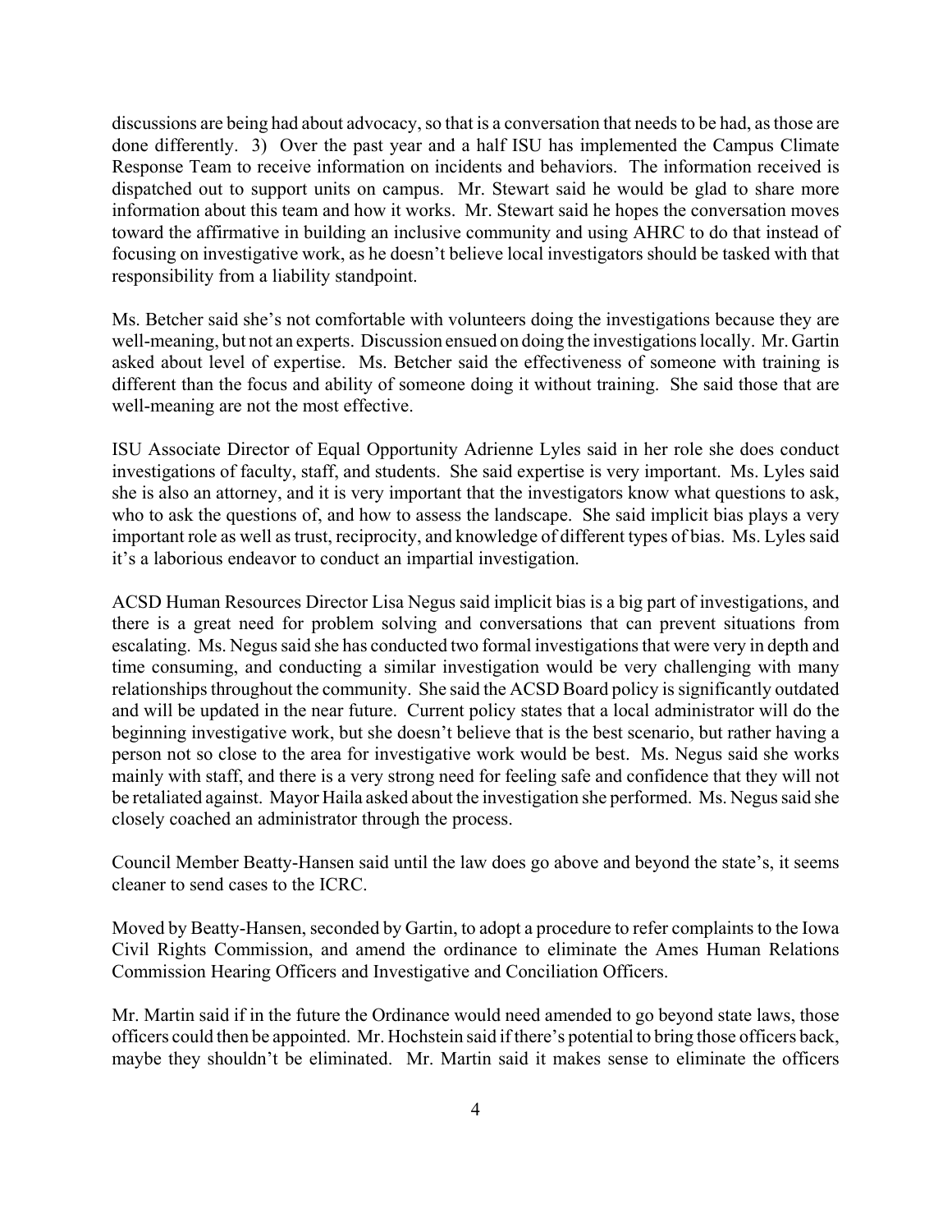discussions are being had about advocacy, so that is a conversation that needs to be had, as those are done differently. 3) Over the past year and a half ISU has implemented the Campus Climate Response Team to receive information on incidents and behaviors. The information received is dispatched out to support units on campus. Mr. Stewart said he would be glad to share more information about this team and how it works. Mr. Stewart said he hopes the conversation moves toward the affirmative in building an inclusive community and using AHRC to do that instead of focusing on investigative work, as he doesn't believe local investigators should be tasked with that responsibility from a liability standpoint.

Ms. Betcher said she's not comfortable with volunteers doing the investigations because they are well-meaning, but not an experts. Discussion ensued on doing the investigations locally. Mr. Gartin asked about level of expertise. Ms. Betcher said the effectiveness of someone with training is different than the focus and ability of someone doing it without training. She said those that are well-meaning are not the most effective.

ISU Associate Director of Equal Opportunity Adrienne Lyles said in her role she does conduct investigations of faculty, staff, and students. She said expertise is very important. Ms. Lyles said she is also an attorney, and it is very important that the investigators know what questions to ask, who to ask the questions of, and how to assess the landscape. She said implicit bias plays a very important role as well as trust, reciprocity, and knowledge of different types of bias. Ms. Lyles said it's a laborious endeavor to conduct an impartial investigation.

ACSD Human Resources Director Lisa Negus said implicit bias is a big part of investigations, and there is a great need for problem solving and conversations that can prevent situations from escalating. Ms. Negus said she has conducted two formal investigations that were very in depth and time consuming, and conducting a similar investigation would be very challenging with many relationships throughout the community. She said the ACSD Board policy is significantly outdated and will be updated in the near future. Current policy states that a local administrator will do the beginning investigative work, but she doesn't believe that is the best scenario, but rather having a person not so close to the area for investigative work would be best. Ms. Negus said she works mainly with staff, and there is a very strong need for feeling safe and confidence that they will not be retaliated against. Mayor Haila asked about the investigation she performed. Ms. Negus said she closely coached an administrator through the process.

Council Member Beatty-Hansen said until the law does go above and beyond the state's, it seems cleaner to send cases to the ICRC.

Moved by Beatty-Hansen, seconded by Gartin, to adopt a procedure to refer complaints to the Iowa Civil Rights Commission, and amend the ordinance to eliminate the Ames Human Relations Commission Hearing Officers and Investigative and Conciliation Officers.

Mr. Martin said if in the future the Ordinance would need amended to go beyond state laws, those officers could then be appointed. Mr. Hochstein said if there's potential to bring those officers back, maybe they shouldn't be eliminated. Mr. Martin said it makes sense to eliminate the officers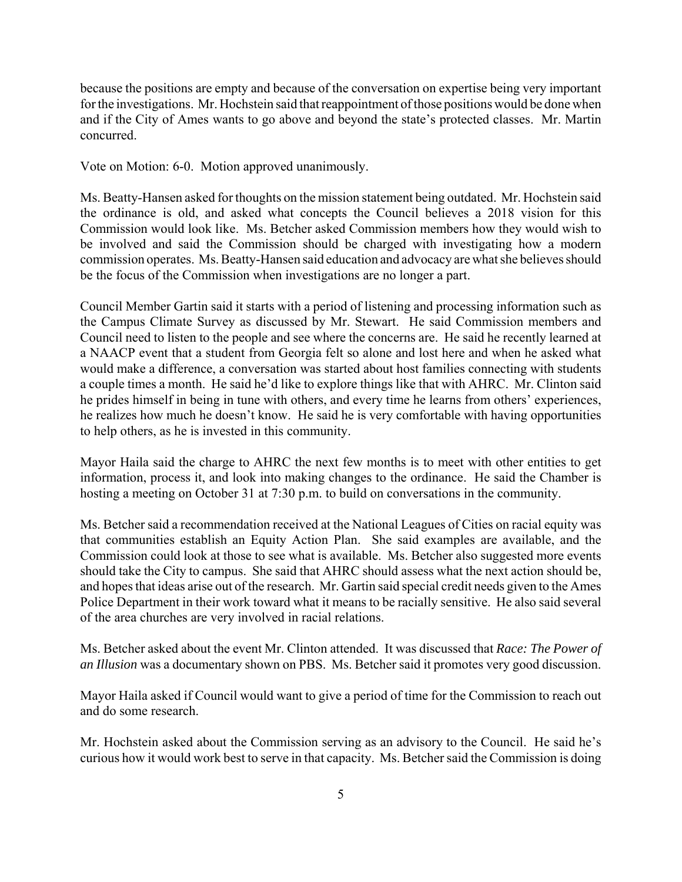because the positions are empty and because of the conversation on expertise being very important for the investigations. Mr. Hochstein said that reappointment of those positions would be done when and if the City of Ames wants to go above and beyond the state's protected classes. Mr. Martin concurred.

Vote on Motion: 6-0. Motion approved unanimously.

Ms. Beatty-Hansen asked for thoughts on the mission statement being outdated. Mr. Hochstein said the ordinance is old, and asked what concepts the Council believes a 2018 vision for this Commission would look like. Ms. Betcher asked Commission members how they would wish to be involved and said the Commission should be charged with investigating how a modern commission operates. Ms. Beatty-Hansen said education and advocacy are what she believes should be the focus of the Commission when investigations are no longer a part.

Council Member Gartin said it starts with a period of listening and processing information such as the Campus Climate Survey as discussed by Mr. Stewart. He said Commission members and Council need to listen to the people and see where the concerns are. He said he recently learned at a NAACP event that a student from Georgia felt so alone and lost here and when he asked what would make a difference, a conversation was started about host families connecting with students a couple times a month. He said he'd like to explore things like that with AHRC. Mr. Clinton said he prides himself in being in tune with others, and every time he learns from others' experiences, he realizes how much he doesn't know. He said he is very comfortable with having opportunities to help others, as he is invested in this community.

Mayor Haila said the charge to AHRC the next few months is to meet with other entities to get information, process it, and look into making changes to the ordinance. He said the Chamber is hosting a meeting on October 31 at 7:30 p.m. to build on conversations in the community.

Ms. Betcher said a recommendation received at the National Leagues of Cities on racial equity was that communities establish an Equity Action Plan. She said examples are available, and the Commission could look at those to see what is available. Ms. Betcher also suggested more events should take the City to campus. She said that AHRC should assess what the next action should be, and hopes that ideas arise out of the research. Mr. Gartin said special credit needs given to the Ames Police Department in their work toward what it means to be racially sensitive. He also said several of the area churches are very involved in racial relations.

Ms. Betcher asked about the event Mr. Clinton attended. It was discussed that *Race: The Power of an Illusion* was a documentary shown on PBS. Ms. Betcher said it promotes very good discussion.

Mayor Haila asked if Council would want to give a period of time for the Commission to reach out and do some research.

Mr. Hochstein asked about the Commission serving as an advisory to the Council. He said he's curious how it would work best to serve in that capacity. Ms. Betcher said the Commission is doing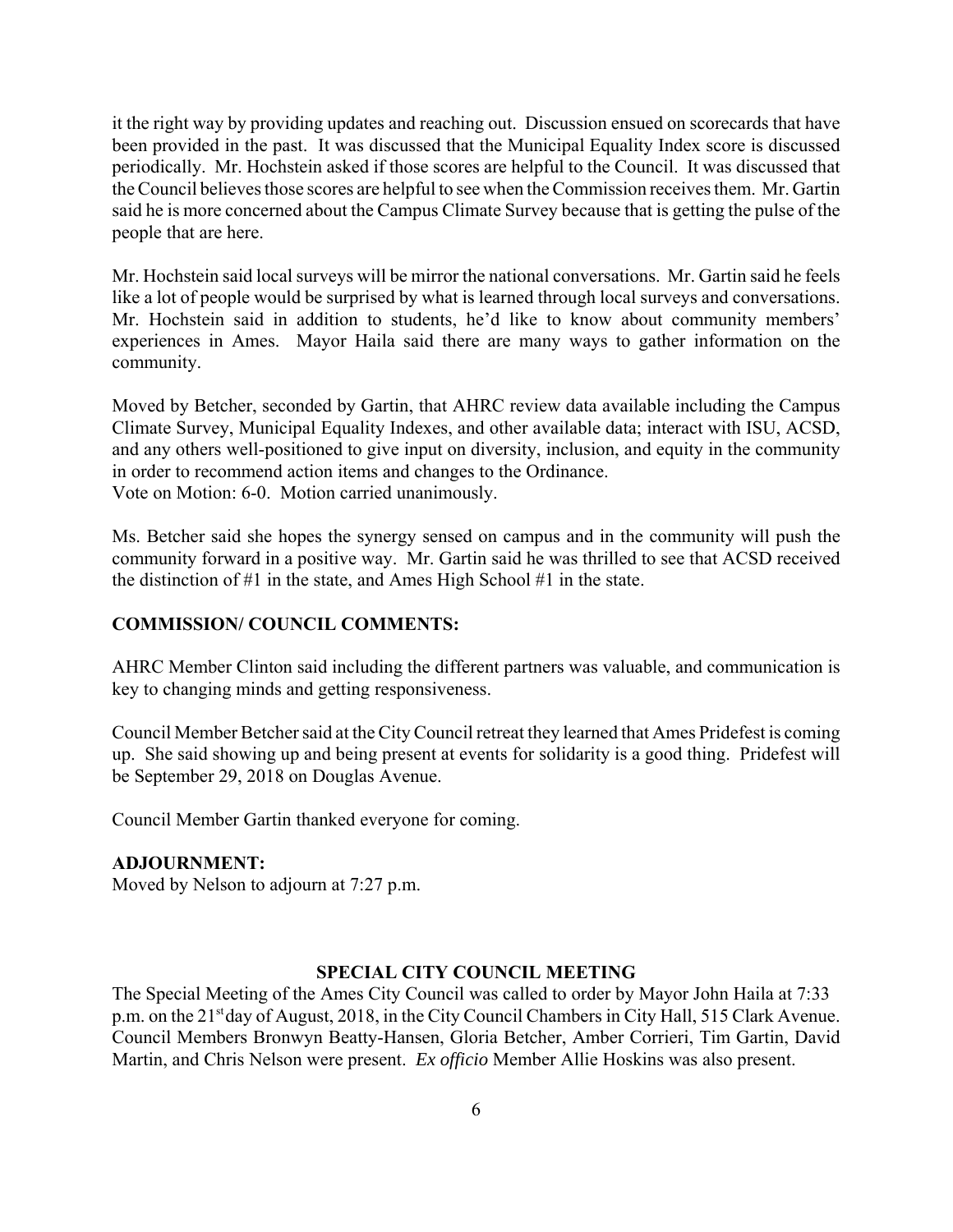it the right way by providing updates and reaching out. Discussion ensued on scorecards that have been provided in the past. It was discussed that the Municipal Equality Index score is discussed periodically. Mr. Hochstein asked if those scores are helpful to the Council. It was discussed that the Council believes those scores are helpful to see when the Commission receives them. Mr. Gartin said he is more concerned about the Campus Climate Survey because that is getting the pulse of the people that are here.

Mr. Hochstein said local surveys will be mirror the national conversations. Mr. Gartin said he feels like a lot of people would be surprised by what is learned through local surveys and conversations. Mr. Hochstein said in addition to students, he'd like to know about community members' experiences in Ames. Mayor Haila said there are many ways to gather information on the community.

Moved by Betcher, seconded by Gartin, that AHRC review data available including the Campus Climate Survey, Municipal Equality Indexes, and other available data; interact with ISU, ACSD, and any others well-positioned to give input on diversity, inclusion, and equity in the community in order to recommend action items and changes to the Ordinance.
Vote on Motion: 6-0. Motion carried unanimously.

Ms. Betcher said she hopes the synergy sensed on campus and in the community will push the community forward in a positive way. Mr. Gartin said he was thrilled to see that ACSD received the distinction of #1 in the state, and Ames High School #1 in the state.

**COMMISSION/ COUNCIL COMMENTS:**

AHRC Member Clinton said including the different partners was valuable, and communication is key to changing minds and getting responsiveness.

Council Member Betcher said at the City Council retreat they learned that Ames Pridefest is coming up. She said showing up and being present at events for solidarity is a good thing. Pridefest will be September 29, 2018 on Douglas Avenue.

Council Member Gartin thanked everyone for coming.

**ADJOURNMENT:**
Moved by Nelson to adjourn at 7:27 p.m.

**SPECIAL CITY COUNCIL MEETING**

The Special Meeting of the Ames City Council was called to order by Mayor John Haila at 7:33 p.m. on the 21st day of August, 2018, in the City Council Chambers in City Hall, 515 Clark Avenue. Council Members Bronwyn Beatty-Hansen, Gloria Betcher, Amber Corrieri, Tim Gartin, David Martin, and Chris Nelson were present. *Ex officio* Member Allie Hoskins was also present.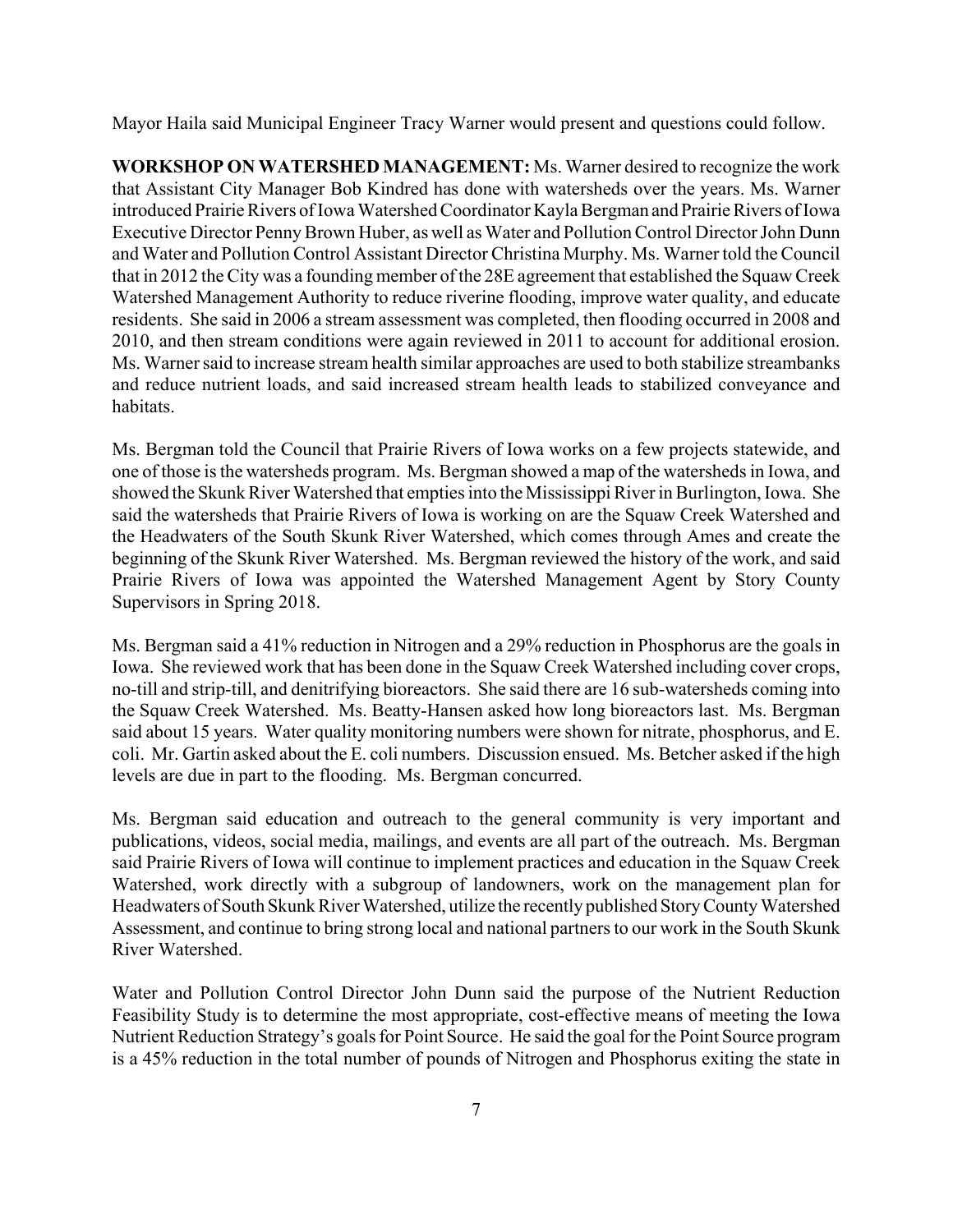Mayor Haila said Municipal Engineer Tracy Warner would present and questions could follow.

**WORKSHOP ON WATERSHED MANAGEMENT:** Ms. Warner desired to recognize the work that Assistant City Manager Bob Kindred has done with watersheds over the years. Ms. Warner introduced Prairie Rivers of Iowa Watershed Coordinator Kayla Bergman and Prairie Rivers of Iowa Executive Director Penny Brown Huber, as well as Water and Pollution Control Director John Dunn and Water and Pollution Control Assistant Director Christina Murphy. Ms. Warner told the Council that in 2012 the City was a founding member of the 28E agreement that established the Squaw Creek Watershed Management Authority to reduce riverine flooding, improve water quality, and educate residents. She said in 2006 a stream assessment was completed, then flooding occurred in 2008 and 2010, and then stream conditions were again reviewed in 2011 to account for additional erosion. Ms. Warner said to increase stream health similar approaches are used to both stabilize streambanks and reduce nutrient loads, and said increased stream health leads to stabilized conveyance and habitats.

Ms. Bergman told the Council that Prairie Rivers of Iowa works on a few projects statewide, and one of those is the watersheds program. Ms. Bergman showed a map of the watersheds in Iowa, and showed the Skunk River Watershed that empties into the Mississippi River in Burlington, Iowa. She said the watersheds that Prairie Rivers of Iowa is working on are the Squaw Creek Watershed and the Headwaters of the South Skunk River Watershed, which comes through Ames and create the beginning of the Skunk River Watershed. Ms. Bergman reviewed the history of the work, and said Prairie Rivers of Iowa was appointed the Watershed Management Agent by Story County Supervisors in Spring 2018.

Ms. Bergman said a 41% reduction in Nitrogen and a 29% reduction in Phosphorus are the goals in Iowa. She reviewed work that has been done in the Squaw Creek Watershed including cover crops, no-till and strip-till, and denitrifying bioreactors. She said there are 16 sub-watersheds coming into the Squaw Creek Watershed. Ms. Beatty-Hansen asked how long bioreactors last. Ms. Bergman said about 15 years. Water quality monitoring numbers were shown for nitrate, phosphorus, and E. coli. Mr. Gartin asked about the E. coli numbers. Discussion ensued. Ms. Betcher asked if the high levels are due in part to the flooding. Ms. Bergman concurred.

Ms. Bergman said education and outreach to the general community is very important and publications, videos, social media, mailings, and events are all part of the outreach. Ms. Bergman said Prairie Rivers of Iowa will continue to implement practices and education in the Squaw Creek Watershed, work directly with a subgroup of landowners, work on the management plan for Headwaters of South Skunk River Watershed, utilize the recently published Story County Watershed Assessment, and continue to bring strong local and national partners to our work in the South Skunk River Watershed.

Water and Pollution Control Director John Dunn said the purpose of the Nutrient Reduction Feasibility Study is to determine the most appropriate, cost-effective means of meeting the Iowa Nutrient Reduction Strategy's goals for Point Source. He said the goal for the Point Source program is a 45% reduction in the total number of pounds of Nitrogen and Phosphorus exiting the state in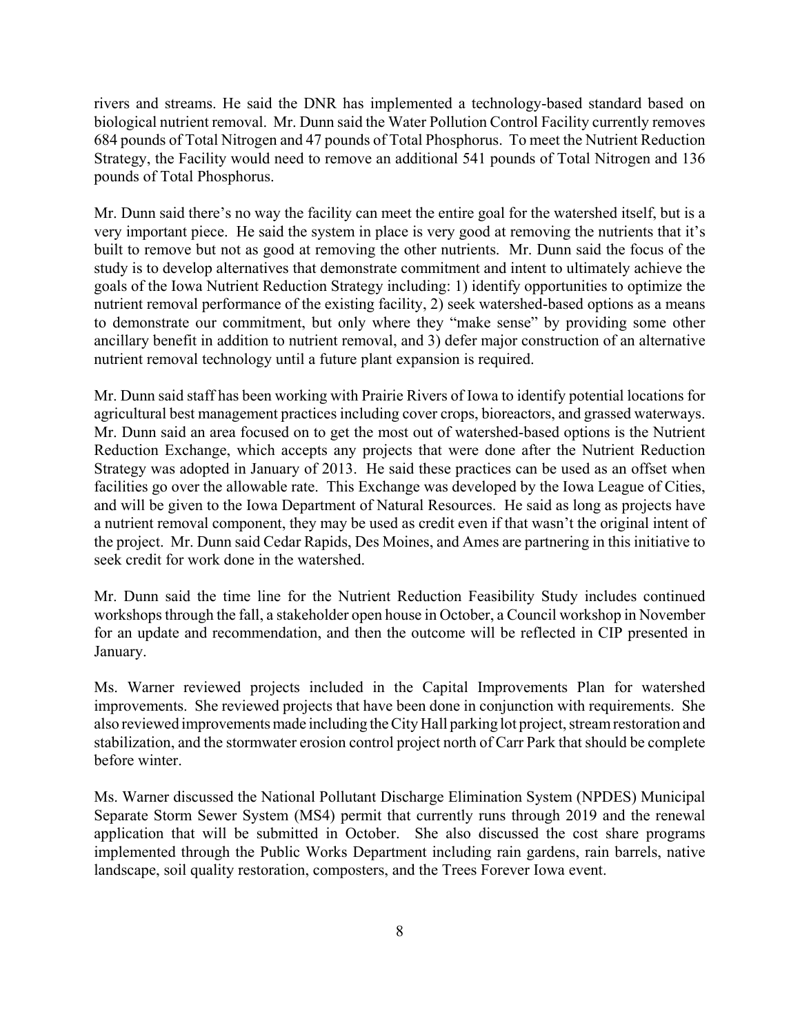rivers and streams. He said the DNR has implemented a technology-based standard based on biological nutrient removal. Mr. Dunn said the Water Pollution Control Facility currently removes 684 pounds of Total Nitrogen and 47 pounds of Total Phosphorus. To meet the Nutrient Reduction Strategy, the Facility would need to remove an additional 541 pounds of Total Nitrogen and 136 pounds of Total Phosphorus.

Mr. Dunn said there's no way the facility can meet the entire goal for the watershed itself, but is a very important piece. He said the system in place is very good at removing the nutrients that it's built to remove but not as good at removing the other nutrients. Mr. Dunn said the focus of the study is to develop alternatives that demonstrate commitment and intent to ultimately achieve the goals of the Iowa Nutrient Reduction Strategy including: 1) identify opportunities to optimize the nutrient removal performance of the existing facility, 2) seek watershed-based options as a means to demonstrate our commitment, but only where they "make sense" by providing some other ancillary benefit in addition to nutrient removal, and 3) defer major construction of an alternative nutrient removal technology until a future plant expansion is required.

Mr. Dunn said staff has been working with Prairie Rivers of Iowa to identify potential locations for agricultural best management practices including cover crops, bioreactors, and grassed waterways. Mr. Dunn said an area focused on to get the most out of watershed-based options is the Nutrient Reduction Exchange, which accepts any projects that were done after the Nutrient Reduction Strategy was adopted in January of 2013. He said these practices can be used as an offset when facilities go over the allowable rate. This Exchange was developed by the Iowa League of Cities, and will be given to the Iowa Department of Natural Resources. He said as long as projects have a nutrient removal component, they may be used as credit even if that wasn't the original intent of the project. Mr. Dunn said Cedar Rapids, Des Moines, and Ames are partnering in this initiative to seek credit for work done in the watershed.

Mr. Dunn said the time line for the Nutrient Reduction Feasibility Study includes continued workshops through the fall, a stakeholder open house in October, a Council workshop in November for an update and recommendation, and then the outcome will be reflected in CIP presented in January.

Ms. Warner reviewed projects included in the Capital Improvements Plan for watershed improvements. She reviewed projects that have been done in conjunction with requirements. She also reviewed improvements made including the City Hall parking lot project, stream restoration and stabilization, and the stormwater erosion control project north of Carr Park that should be complete before winter.

Ms. Warner discussed the National Pollutant Discharge Elimination System (NPDES) Municipal Separate Storm Sewer System (MS4) permit that currently runs through 2019 and the renewal application that will be submitted in October. She also discussed the cost share programs implemented through the Public Works Department including rain gardens, rain barrels, native landscape, soil quality restoration, composters, and the Trees Forever Iowa event.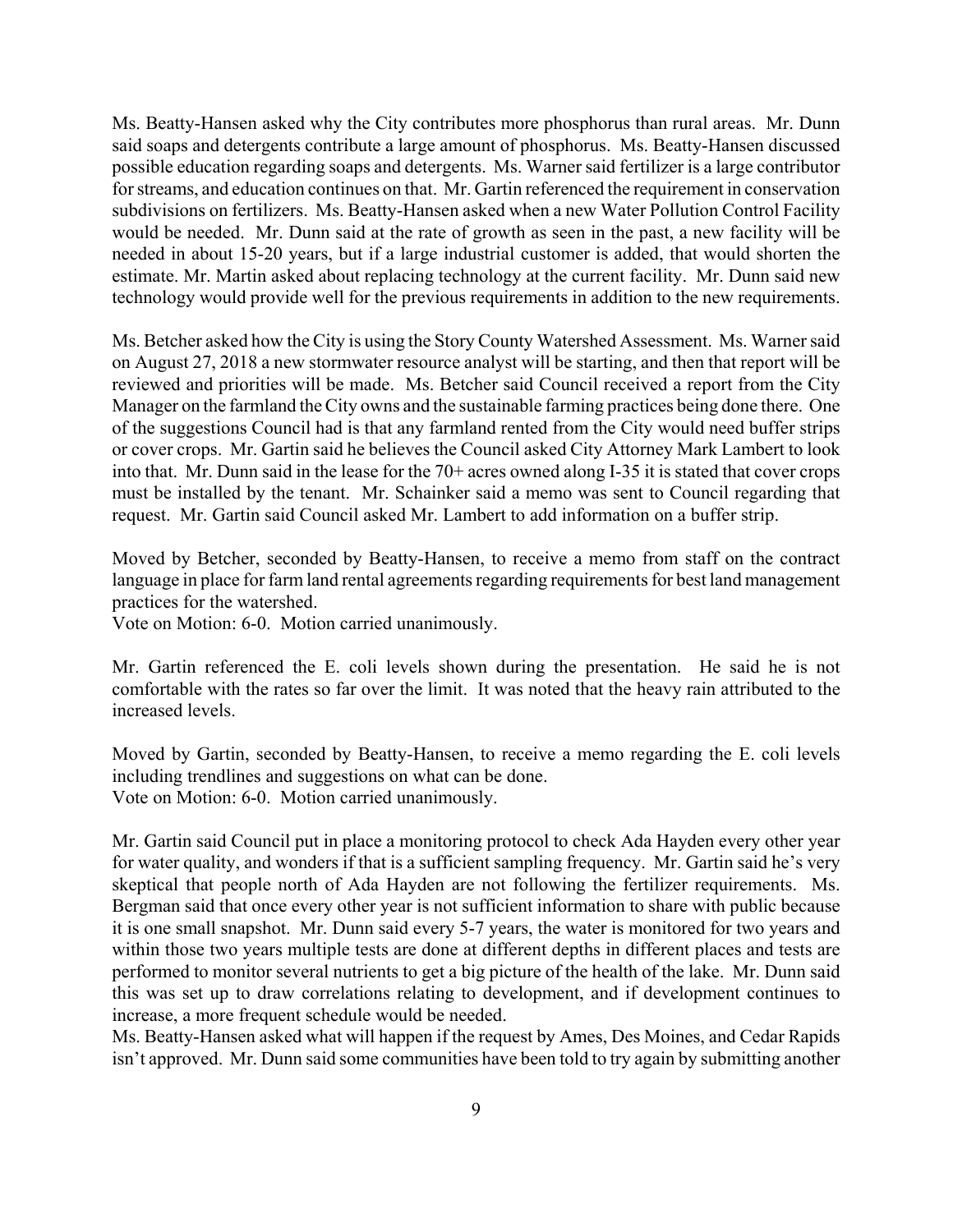Ms. Beatty-Hansen asked why the City contributes more phosphorus than rural areas. Mr. Dunn said soaps and detergents contribute a large amount of phosphorus. Ms. Beatty-Hansen discussed possible education regarding soaps and detergents. Ms. Warner said fertilizer is a large contributor for streams, and education continues on that. Mr. Gartin referenced the requirement in conservation subdivisions on fertilizers. Ms. Beatty-Hansen asked when a new Water Pollution Control Facility would be needed. Mr. Dunn said at the rate of growth as seen in the past, a new facility will be needed in about 15-20 years, but if a large industrial customer is added, that would shorten the estimate. Mr. Martin asked about replacing technology at the current facility. Mr. Dunn said new technology would provide well for the previous requirements in addition to the new requirements.

Ms. Betcher asked how the City is using the Story County Watershed Assessment. Ms. Warner said on August 27, 2018 a new stormwater resource analyst will be starting, and then that report will be reviewed and priorities will be made. Ms. Betcher said Council received a report from the City Manager on the farmland the City owns and the sustainable farming practices being done there. One of the suggestions Council had is that any farmland rented from the City would need buffer strips or cover crops. Mr. Gartin said he believes the Council asked City Attorney Mark Lambert to look into that. Mr. Dunn said in the lease for the 70+ acres owned along I-35 it is stated that cover crops must be installed by the tenant. Mr. Schainker said a memo was sent to Council regarding that request. Mr. Gartin said Council asked Mr. Lambert to add information on a buffer strip.

Moved by Betcher, seconded by Beatty-Hansen, to receive a memo from staff on the contract language in place for farm land rental agreements regarding requirements for best land management practices for the watershed.
Vote on Motion: 6-0. Motion carried unanimously.

Mr. Gartin referenced the E. coli levels shown during the presentation. He said he is not comfortable with the rates so far over the limit. It was noted that the heavy rain attributed to the increased levels.

Moved by Gartin, seconded by Beatty-Hansen, to receive a memo regarding the E. coli levels including trendlines and suggestions on what can be done.
Vote on Motion: 6-0. Motion carried unanimously.

Mr. Gartin said Council put in place a monitoring protocol to check Ada Hayden every other year for water quality, and wonders if that is a sufficient sampling frequency. Mr. Gartin said he's very skeptical that people north of Ada Hayden are not following the fertilizer requirements. Ms. Bergman said that once every other year is not sufficient information to share with public because it is one small snapshot. Mr. Dunn said every 5-7 years, the water is monitored for two years and within those two years multiple tests are done at different depths in different places and tests are performed to monitor several nutrients to get a big picture of the health of the lake. Mr. Dunn said this was set up to draw correlations relating to development, and if development continues to increase, a more frequent schedule would be needed.
Ms. Beatty-Hansen asked what will happen if the request by Ames, Des Moines, and Cedar Rapids isn't approved. Mr. Dunn said some communities have been told to try again by submitting another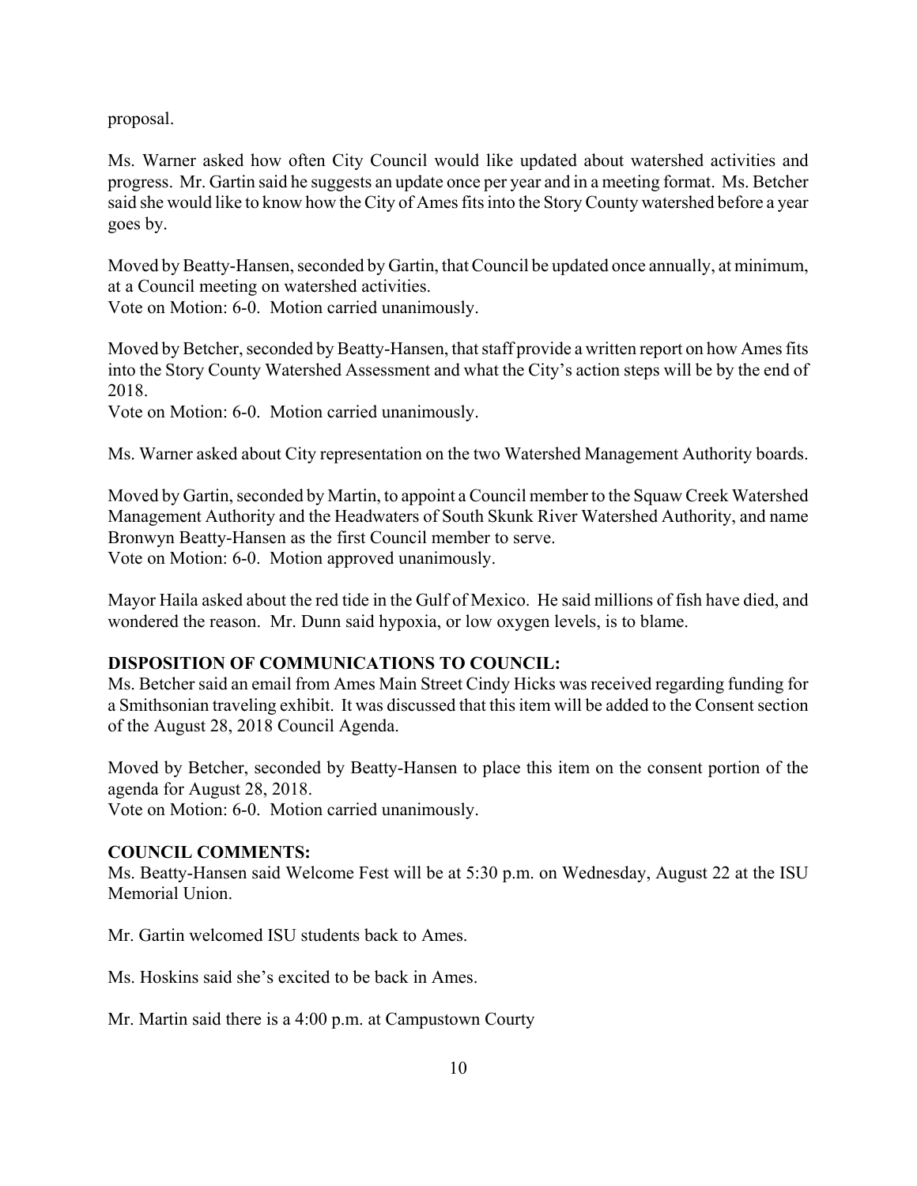proposal.

Ms. Warner asked how often City Council would like updated about watershed activities and progress. Mr. Gartin said he suggests an update once per year and in a meeting format. Ms. Betcher said she would like to know how the City of Ames fits into the Story County watershed before a year goes by.

Moved by Beatty-Hansen, seconded by Gartin, that Council be updated once annually, at minimum, at a Council meeting on watershed activities.
Vote on Motion: 6-0. Motion carried unanimously.

Moved by Betcher, seconded by Beatty-Hansen, that staff provide a written report on how Ames fits into the Story County Watershed Assessment and what the City's action steps will be by the end of 2018.
Vote on Motion: 6-0. Motion carried unanimously.

Ms. Warner asked about City representation on the two Watershed Management Authority boards.

Moved by Gartin, seconded by Martin, to appoint a Council member to the Squaw Creek Watershed Management Authority and the Headwaters of South Skunk River Watershed Authority, and name Bronwyn Beatty-Hansen as the first Council member to serve.
Vote on Motion: 6-0. Motion approved unanimously.

Mayor Haila asked about the red tide in the Gulf of Mexico. He said millions of fish have died, and wondered the reason. Mr. Dunn said hypoxia, or low oxygen levels, is to blame.

**DISPOSITION OF COMMUNICATIONS TO COUNCIL:**
Ms. Betcher said an email from Ames Main Street Cindy Hicks was received regarding funding for a Smithsonian traveling exhibit. It was discussed that this item will be added to the Consent section of the August 28, 2018 Council Agenda.

Moved by Betcher, seconded by Beatty-Hansen to place this item on the consent portion of the agenda for August 28, 2018.
Vote on Motion: 6-0. Motion carried unanimously.

**COUNCIL COMMENTS:**
Ms. Beatty-Hansen said Welcome Fest will be at 5:30 p.m. on Wednesday, August 22 at the ISU Memorial Union.

Mr. Gartin welcomed ISU students back to Ames.

Ms. Hoskins said she's excited to be back in Ames.

Mr. Martin said there is a 4:00 p.m. at Campustown County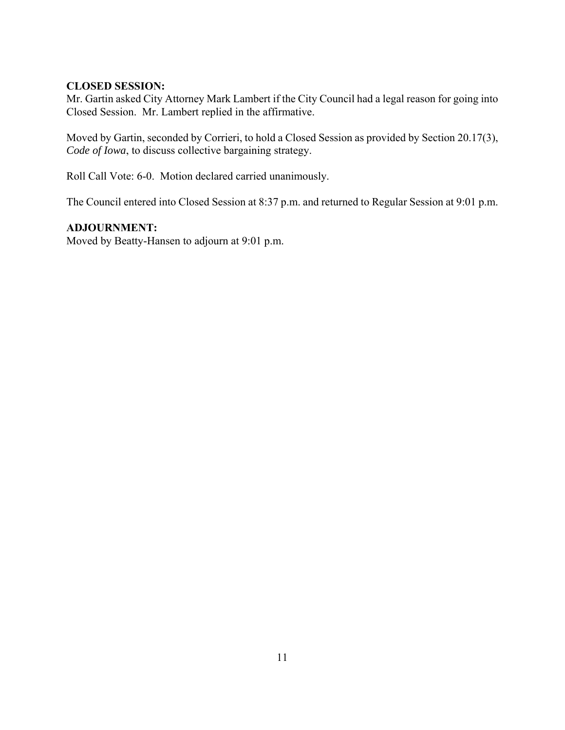**CLOSED SESSION:**

Mr. Gartin asked City Attorney Mark Lambert if the City Council had a legal reason for going into Closed Session. Mr. Lambert replied in the affirmative.

Moved by Gartin, seconded by Corrieri, to hold a Closed Session as provided by Section 20.17(3), *Code of Iowa*, to discuss collective bargaining strategy.

Roll Call Vote: 6-0. Motion declared carried unanimously.

The Council entered into Closed Session at 8:37 p.m. and returned to Regular Session at 9:01 p.m.

**ADJOURNMENT:**

Moved by Beatty-Hansen to adjourn at 9:01 p.m.